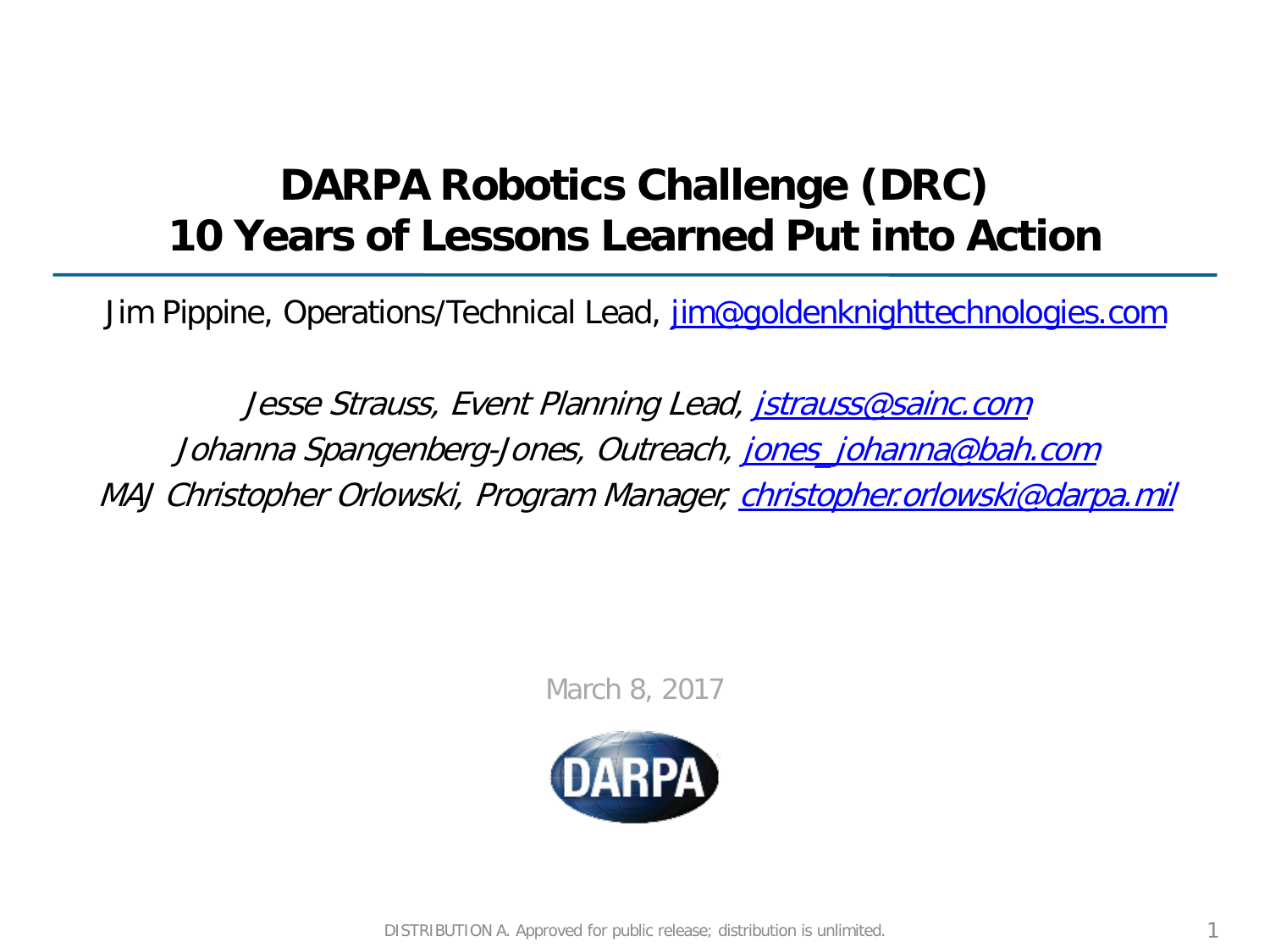# DARPA Robotics Challenge (DRC)
# 10 Years of Lessons Learned Put into Action

Jim Pippine, Operations/Technical Lead, jim@goldenknighttechnologies.com

*Jesse Strauss, Event Planning Lead, jstrauss@sainc.com*
*Johanna Spangenberg-Jones, Outreach, jones_johanna@bah.com*
*MAJ Christopher Orlowski, Program Manager, christopher.orlowski@darpa.mil*

March 8, 2017

DARPA

DISTRIBUTION A. Approved for public release; distribution is unlimited.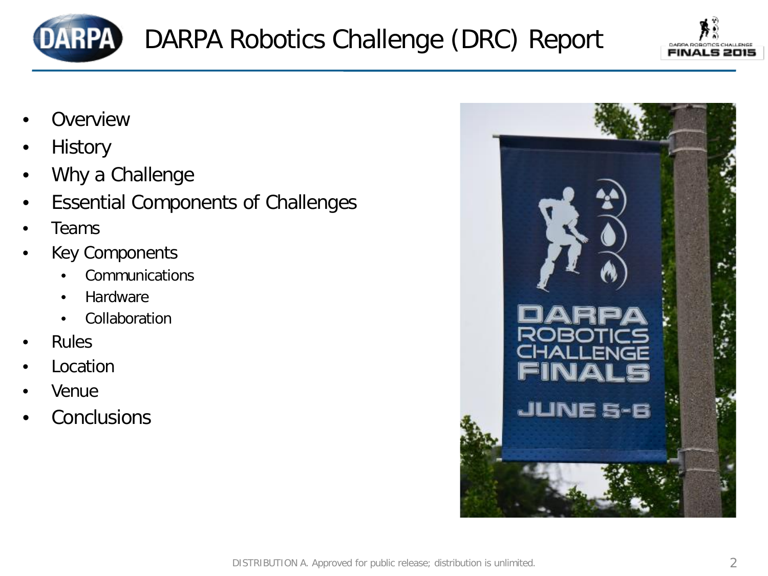# DARPA Robotics Challenge (DRC) Report

- Overview
- History
- Why a Challenge
- Essential Components of Challenges
- Teams
- Key Components
  - Communications
  - Hardware
  - Collaboration
- Rules
- Location
- Venue
- Conclusions

DISTRIBUTION A. Approved for public release; distribution is unlimited.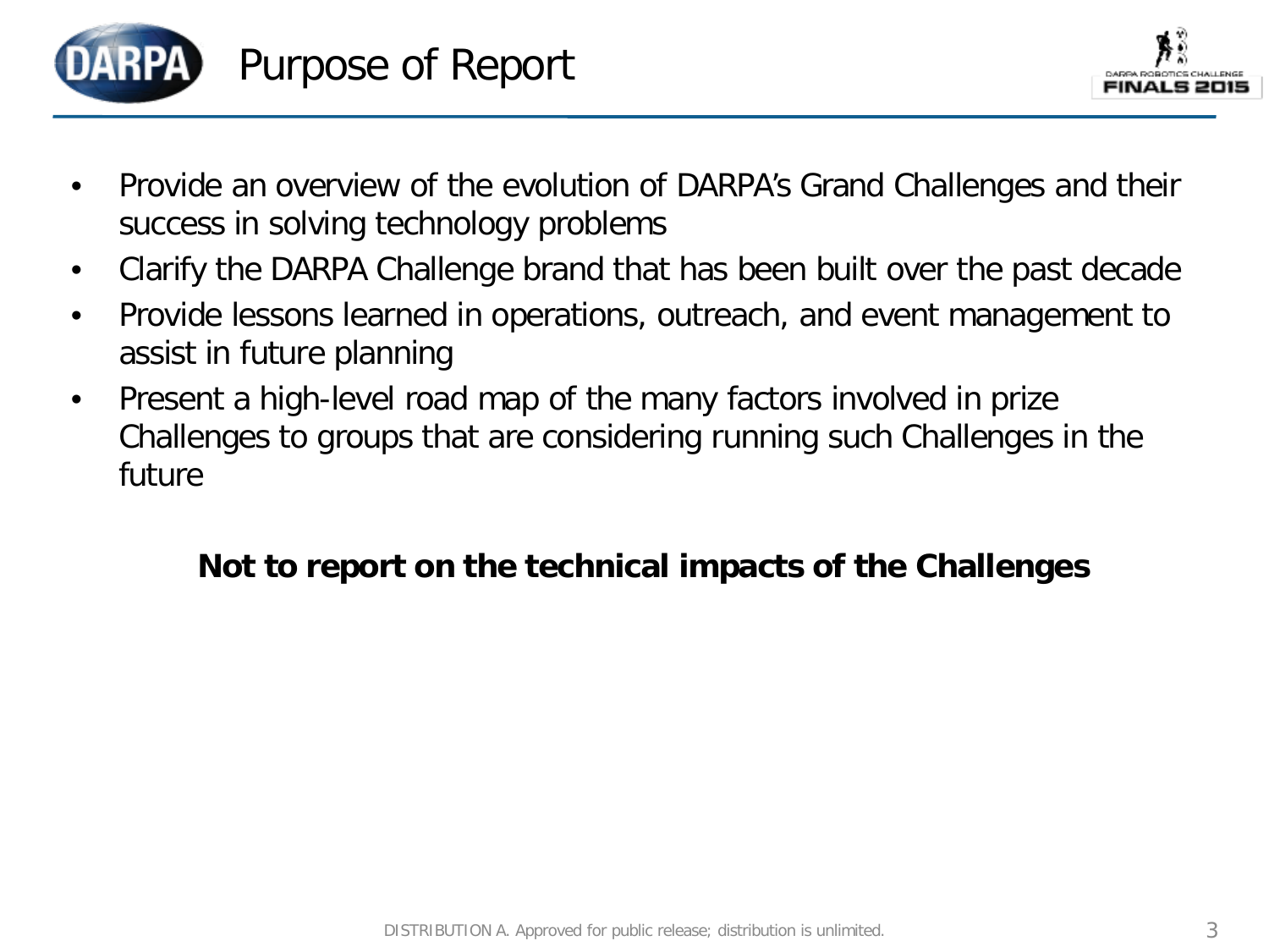# Purpose of Report

- Provide an overview of the evolution of DARPA's Grand Challenges and their success in solving technology problems
- Clarify the DARPA Challenge brand that has been built over the past decade
- Provide lessons learned in operations, outreach, and event management to assist in future planning
- Present a high-level road map of the many factors involved in prize Challenges to groups that are considering running such Challenges in the future

**Not to report on the technical impacts of the Challenges**

DISTRIBUTION A. Approved for public release; distribution is unlimited.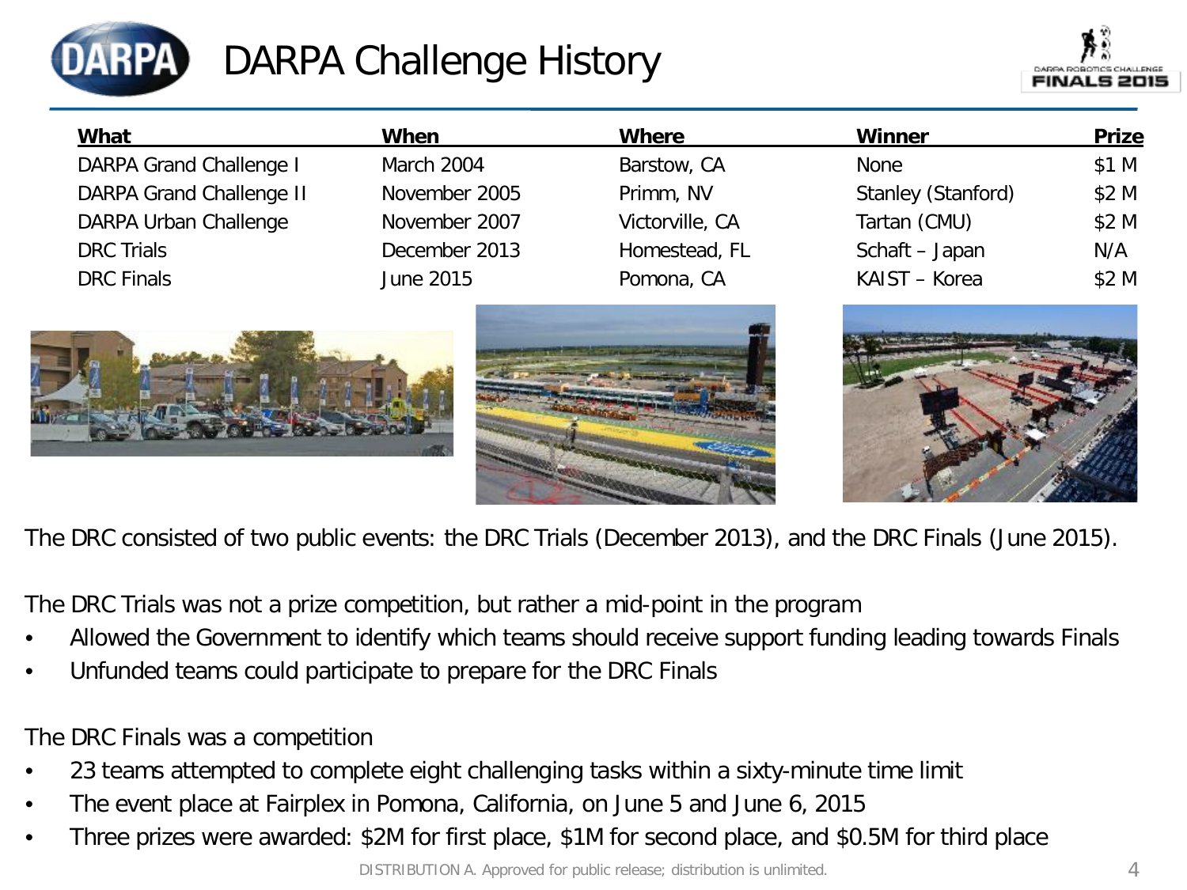# DARPA Challenge History

| What | When | Where | Winner | Prize |
|---|---|---|---|---|
| DARPA Grand Challenge I | March 2004 | Barstow, CA | None | $1 M |
| DARPA Grand Challenge II | November 2005 | Primm, NV | Stanley (Stanford) | $2 M |
| DARPA Urban Challenge | November 2007 | Victorville, CA | Tartan (CMU) | $2 M |
| DRC Trials | December 2013 | Homestead, FL | Schaft – Japan | N/A |
| DRC Finals | June 2015 | Pomona, CA | KAIST – Korea | $2 M |

The DRC consisted of two public events: the DRC Trials (December 2013), and the DRC Finals (June 2015).

The DRC Trials was not a prize competition, but rather a mid-point in the program

- Allowed the Government to identify which teams should receive support funding leading towards Finals
- Unfunded teams could participate to prepare for the DRC Finals

The DRC Finals was a competition

- 23 teams attempted to complete eight challenging tasks within a sixty-minute time limit
- The event place at Fairplex in Pomona, California, on June 5 and June 6, 2015
- Three prizes were awarded: $2M for first place, $1M for second place, and $0.5M for third place

DISTRIBUTION A. Approved for public release; distribution is unlimited.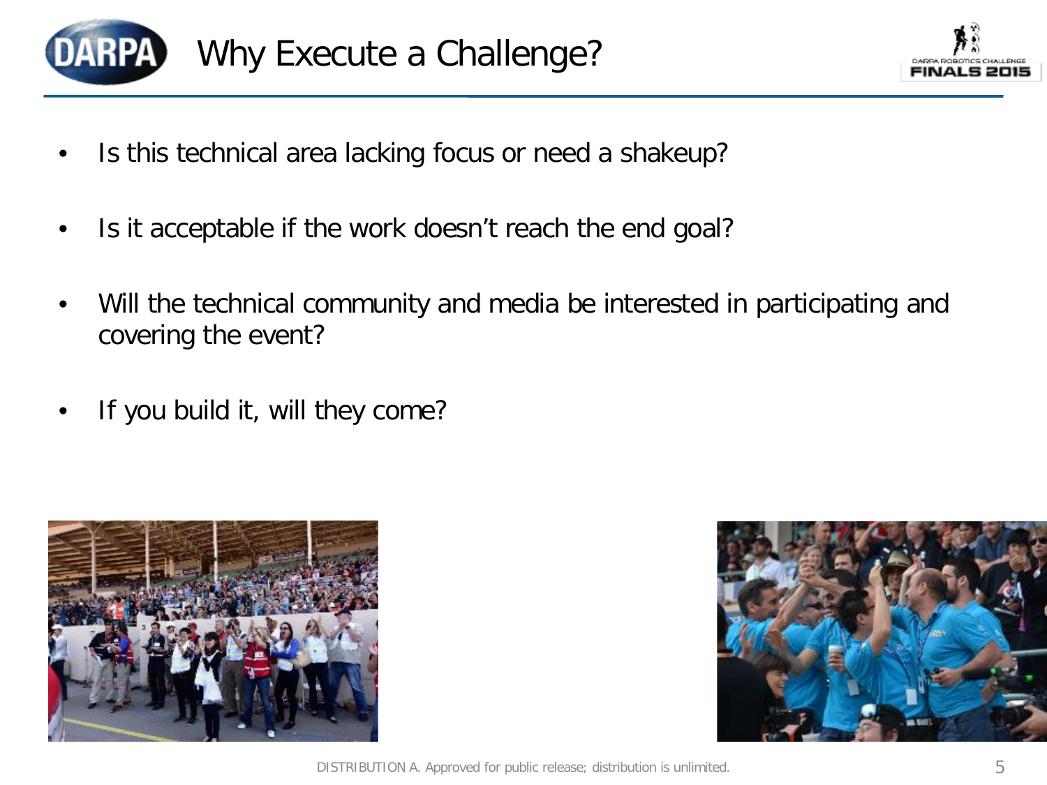# Why Execute a Challenge?

- Is this technical area lacking focus or need a shakeup?
- Is it acceptable if the work doesn't reach the end goal?
- Will the technical community and media be interested in participating and covering the event?
- If you build it, will they come?

DISTRIBUTION A. Approved for public release; distribution is unlimited.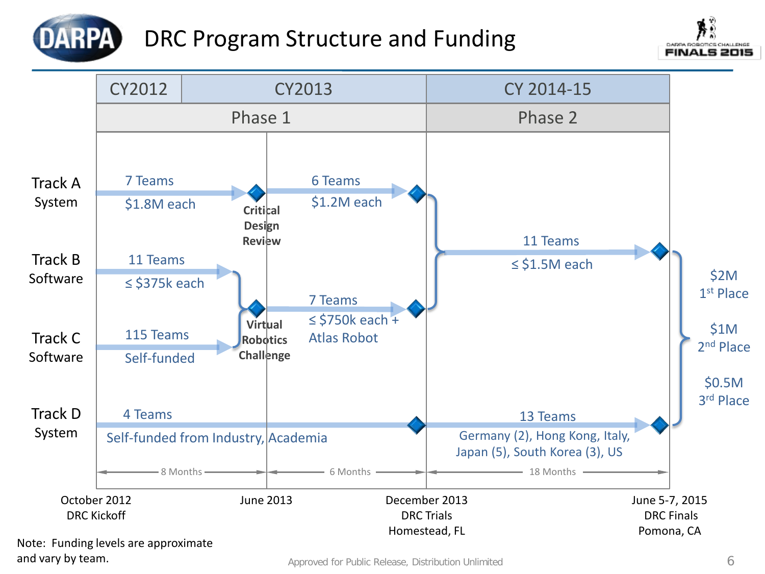# DRC Program Structure and Funding

| | CY2012 | CY2013 | | CY 2014-15 | |
|---|---|---|---|---|---|
| | Phase 1 | | | Phase 2 | |
| **Track A System** | 7 Teams, $1.8M each → Critical Design Review | 6 Teams, $1.2M each | | 11 Teams, ≤ $1.5M each | $2M 1st Place |
| **Track B Software** | 11 Teams, ≤ $375k each → Virtual Robotics Challenge | 7 Teams, ≤ $750k each + Atlas Robot | | | $1M 2nd Place |
| **Track C Software** | 115 Teams, Self-funded → Virtual Robotics Challenge | | | | $0.5M 3rd Place |
| **Track D System** | 4 Teams, Self-funded from Industry, Academia | | | 13 Teams: Germany (2), Hong Kong, Italy, Japan (5), South Korea (3), US | |
| | 8 Months | 6 Months | | 18 Months | |
| | October 2012 DRC Kickoff | June 2013 | December 2013 DRC Trials Homestead, FL | | June 5-7, 2015 DRC Finals Pomona, CA |

Note: Funding levels are approximate and vary by team.

Approved for Public Release, Distribution Unlimited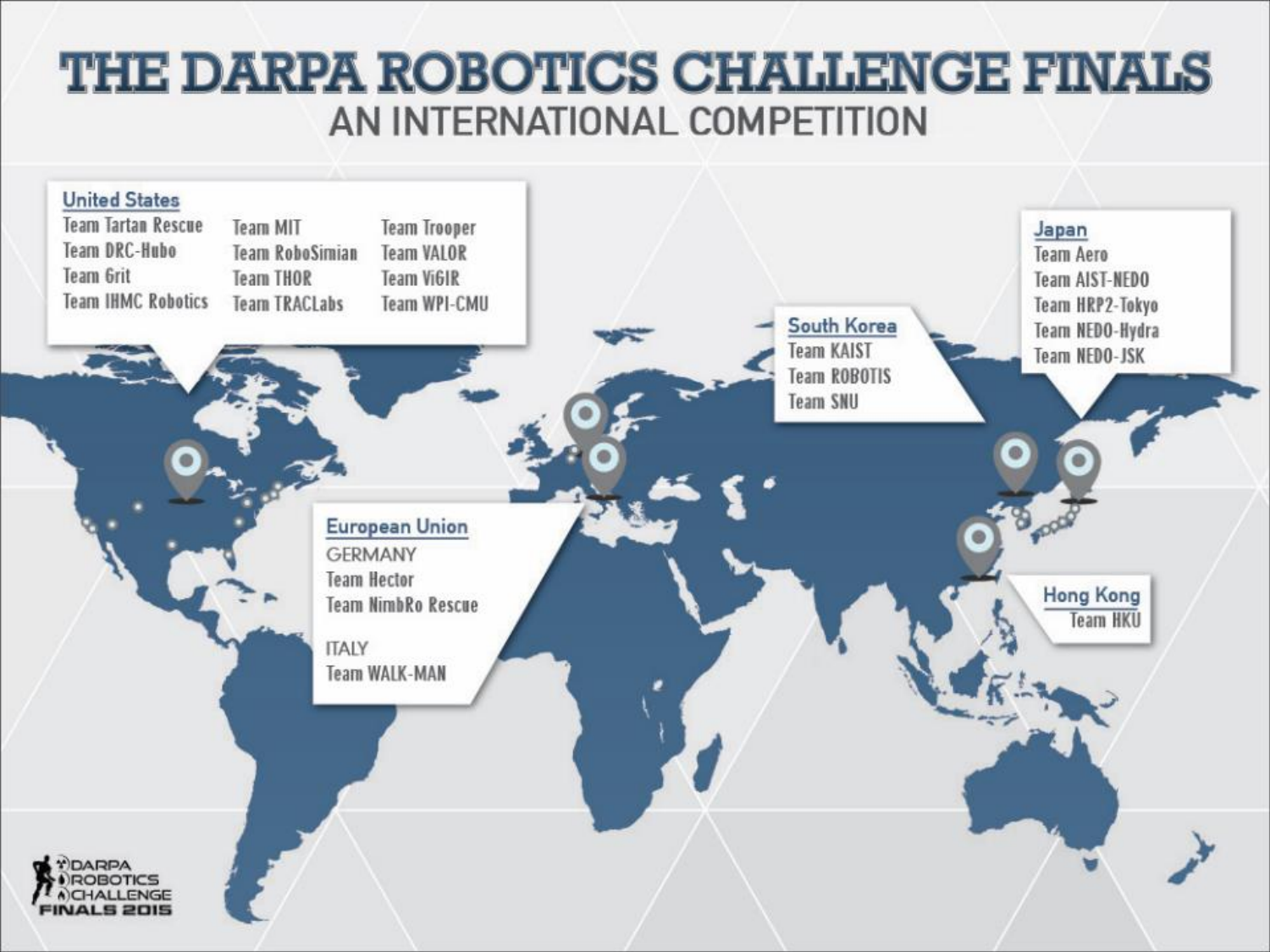# THE DARPA ROBOTICS CHALLENGE FINALS

## AN INTERNATIONAL COMPETITION

**United States**

- Team Tartan Rescue
- Team DRC-Hubo
- Team Grit
- Team IHMC Robotics
- Team MIT
- Team RoboSimian
- Team THOR
- Team TRACLabs
- Team Trooper
- Team VALOR
- Team ViGIR
- Team WPI-CMU

**European Union**

GERMANY

- Team Hector
- Team NimbRo Rescue

ITALY

- Team WALK-MAN

**South Korea**

- Team KAIST
- Team ROBOTIS
- Team SNU

**Japan**

- Team Aero
- Team AIST-NEDO
- Team HRP2-Tokyo
- Team NEDO-Hydra
- Team NEDO-JSK

**Hong Kong**

- Team HKU

DARPA ROBOTICS CHALLENGE FINALS 2015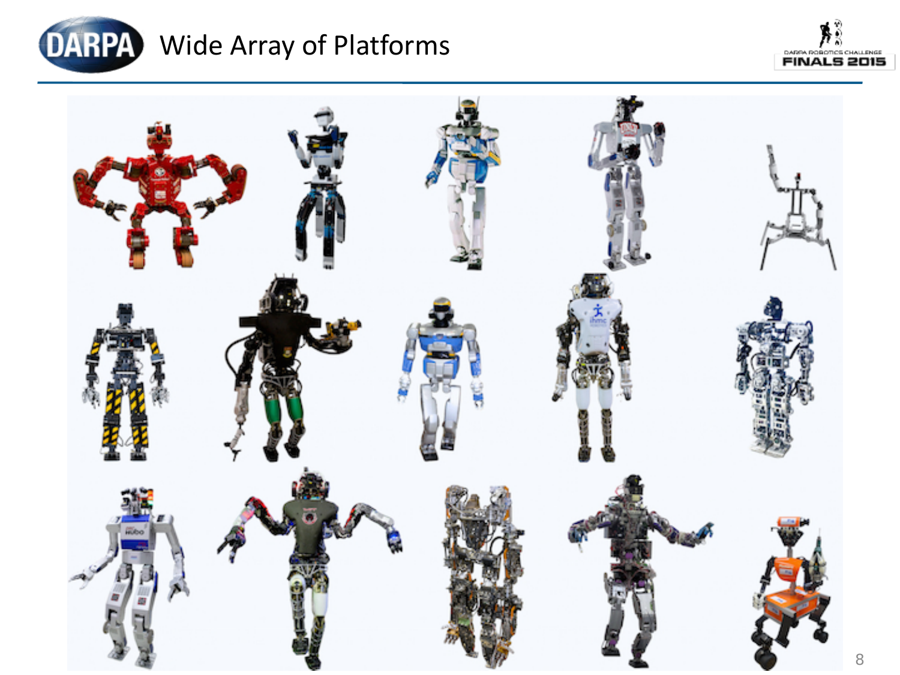# Wide Array of Platforms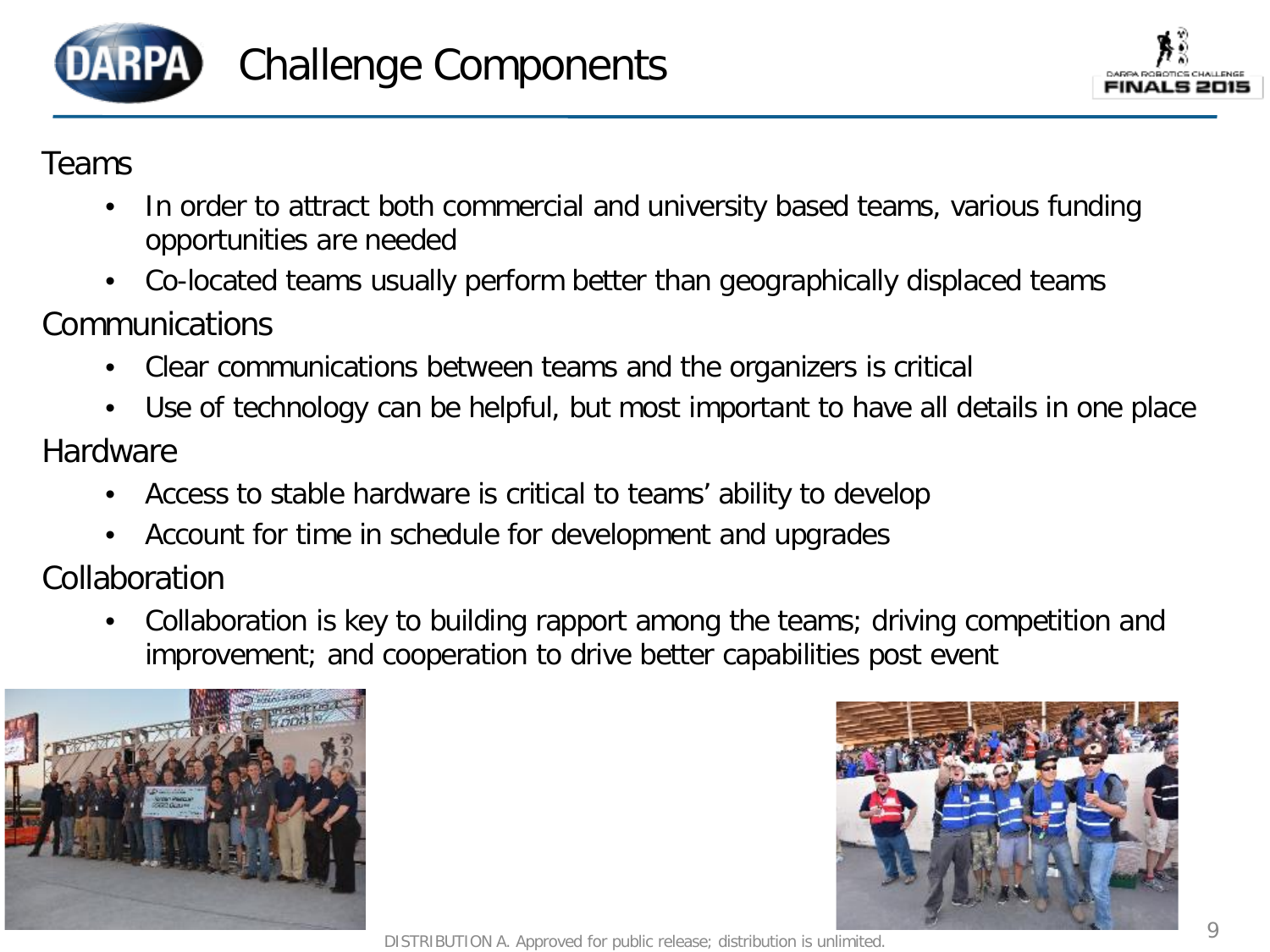# Challenge Components

## Teams

- In order to attract both commercial and university based teams, various funding opportunities are needed
- Co-located teams usually perform better than geographically displaced teams

## Communications

- Clear communications between teams and the organizers is critical
- Use of technology can be helpful, but most important to have all details in one place

## Hardware

- Access to stable hardware is critical to teams' ability to develop
- Account for time in schedule for development and upgrades

## Collaboration

- Collaboration is key to building rapport among the teams; driving competition and improvement; and cooperation to drive better capabilities post event

DISTRIBUTION A. Approved for public release; distribution is unlimited.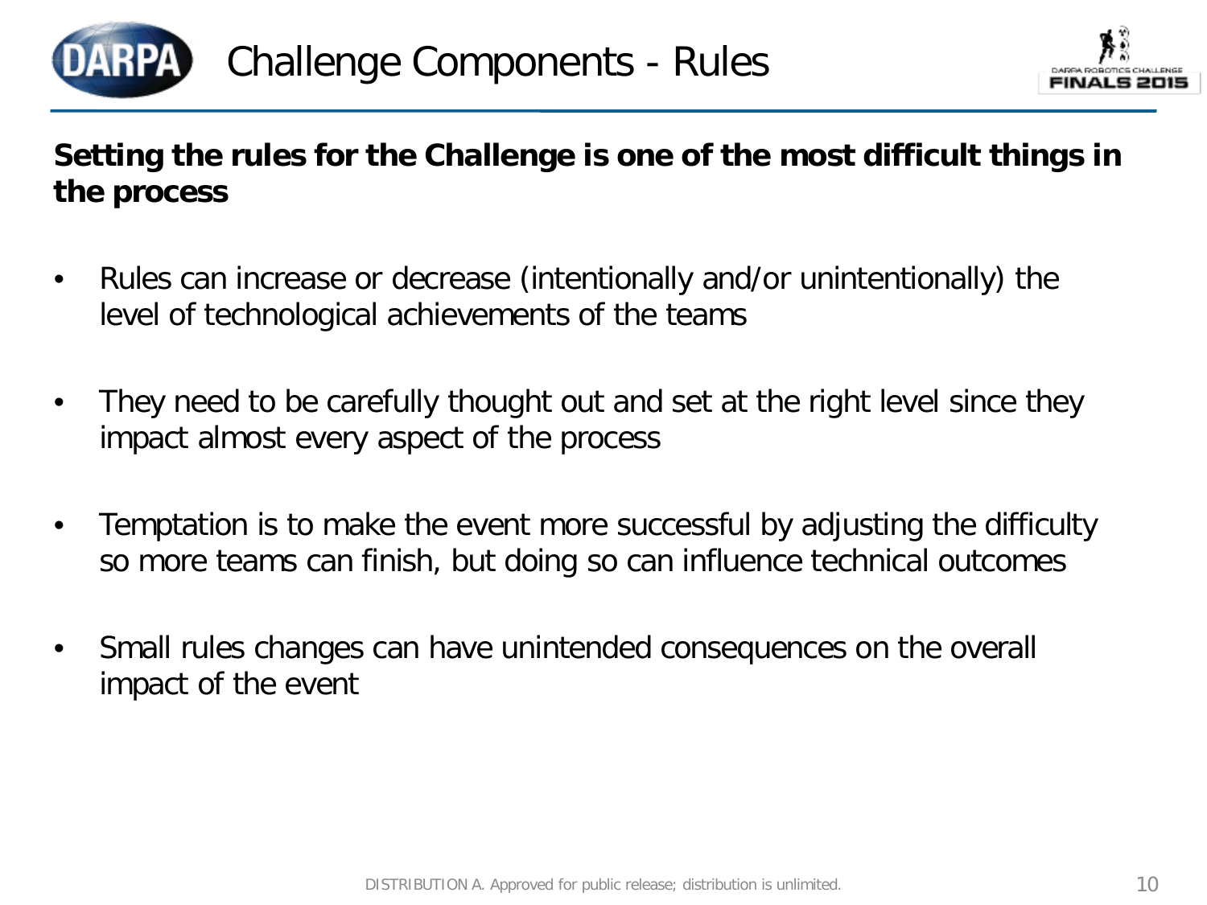# Challenge Components - Rules

**Setting the rules for the Challenge is one of the most difficult things in the process**

- Rules can increase or decrease (intentionally and/or unintentionally) the level of technological achievements of the teams
- They need to be carefully thought out and set at the right level since they impact almost every aspect of the process
- Temptation is to make the event more successful by adjusting the difficulty so more teams can finish, but doing so can influence technical outcomes
- Small rules changes can have unintended consequences on the overall impact of the event

DISTRIBUTION A. Approved for public release; distribution is unlimited.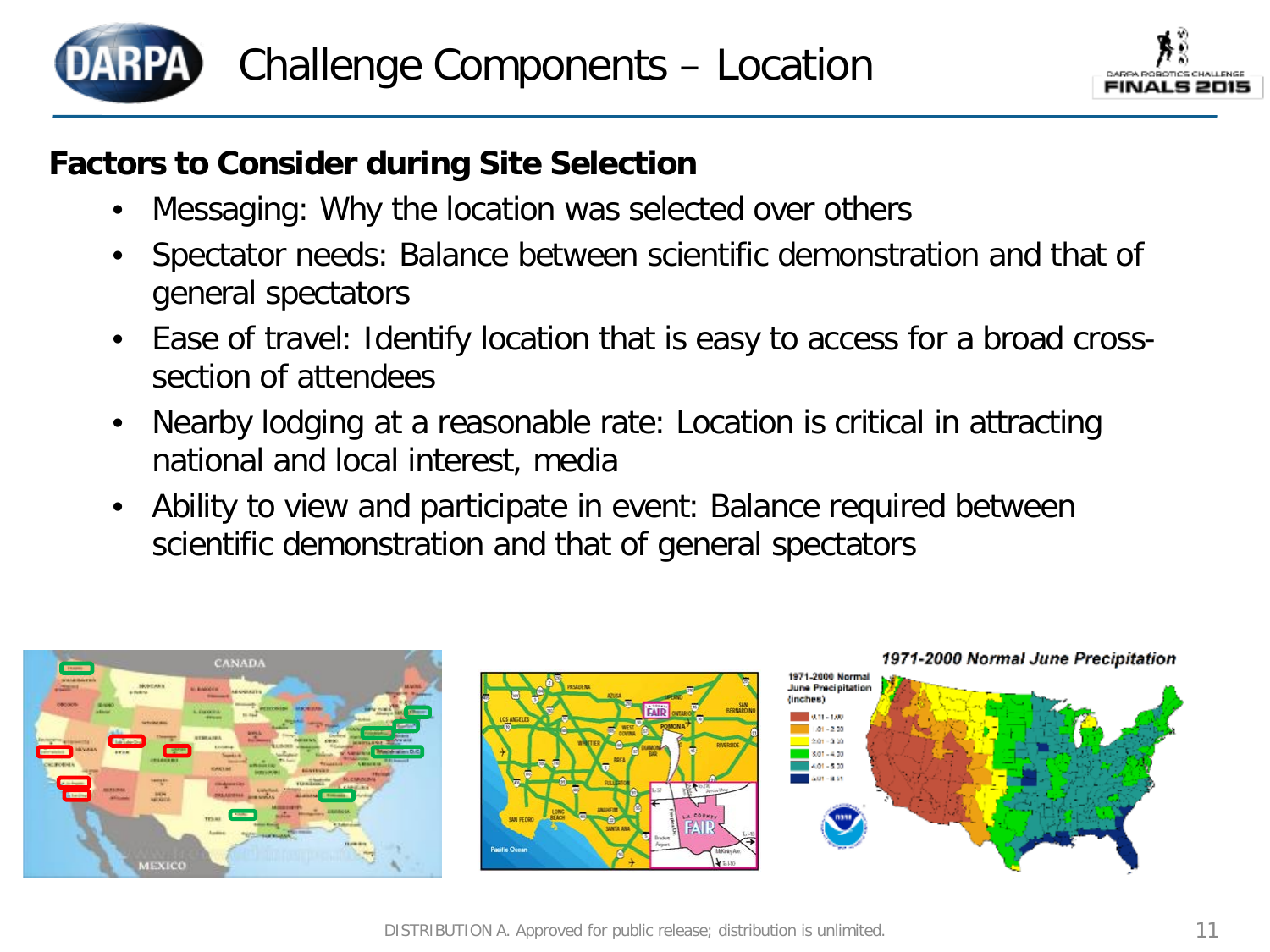# Challenge Components – Location

**Factors to Consider during Site Selection**

- Messaging: Why the location was selected over others
- Spectator needs: Balance between scientific demonstration and that of general spectators
- Ease of travel: Identify location that is easy to access for a broad cross-section of attendees
- Nearby lodging at a reasonable rate: Location is critical in attracting national and local interest, media
- Ability to view and participate in event: Balance required between scientific demonstration and that of general spectators

DISTRIBUTION A. Approved for public release; distribution is unlimited.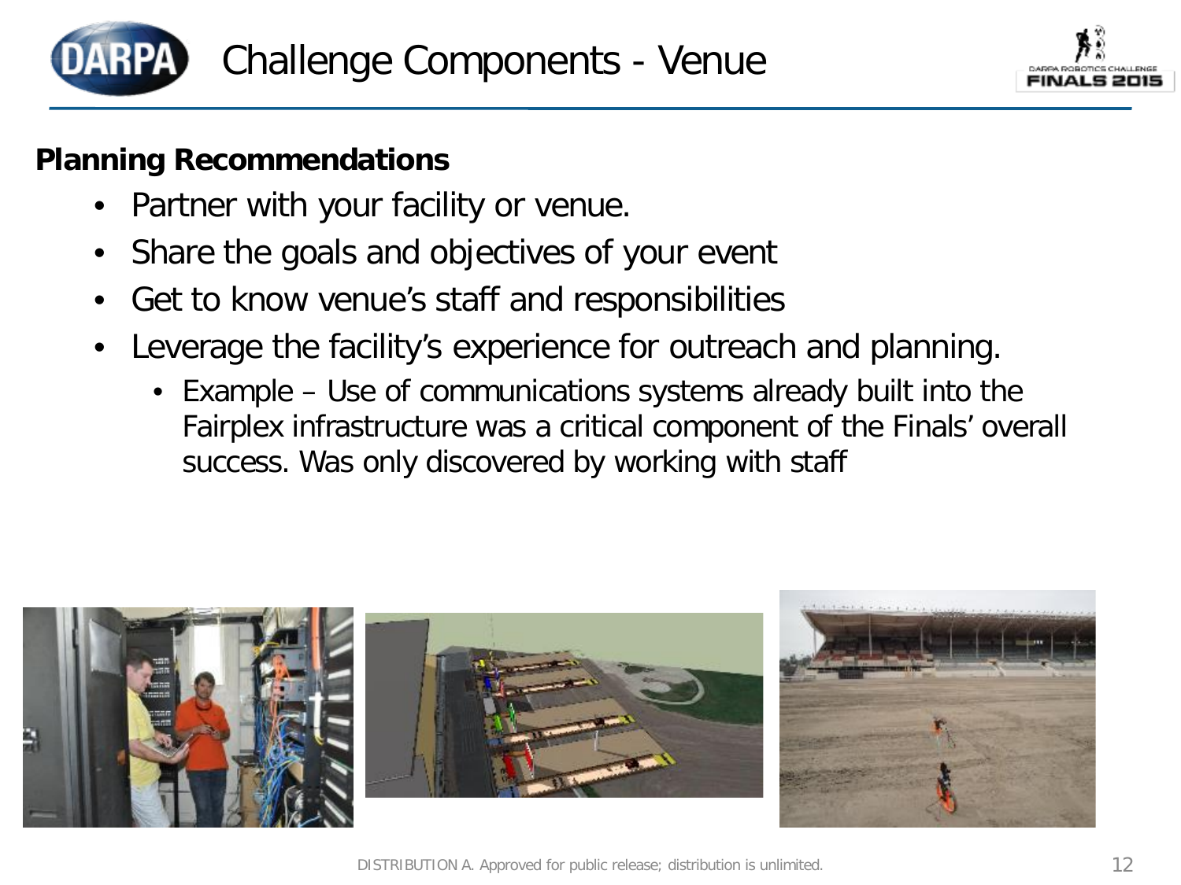# Challenge Components - Venue

**Planning Recommendations**

- Partner with your facility or venue.
- Share the goals and objectives of your event
- Get to know venue's staff and responsibilities
- Leverage the facility's experience for outreach and planning.
  - Example – Use of communications systems already built into the Fairplex infrastructure was a critical component of the Finals' overall success. Was only discovered by working with staff

DISTRIBUTION A. Approved for public release; distribution is unlimited.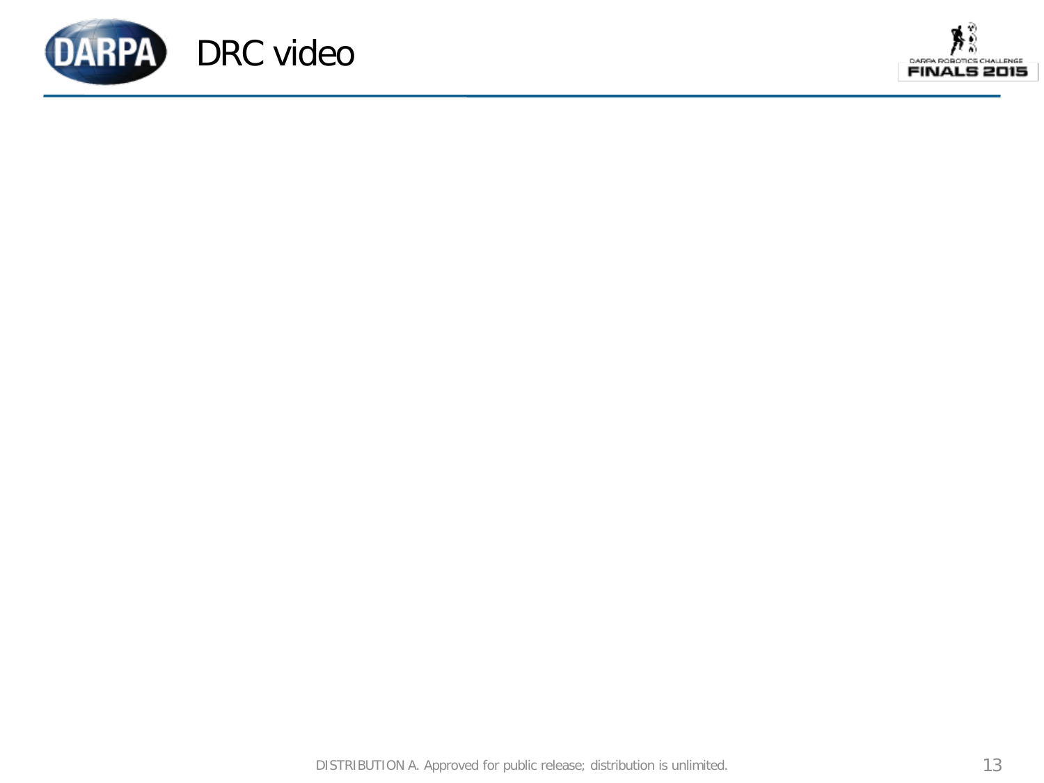# DRC video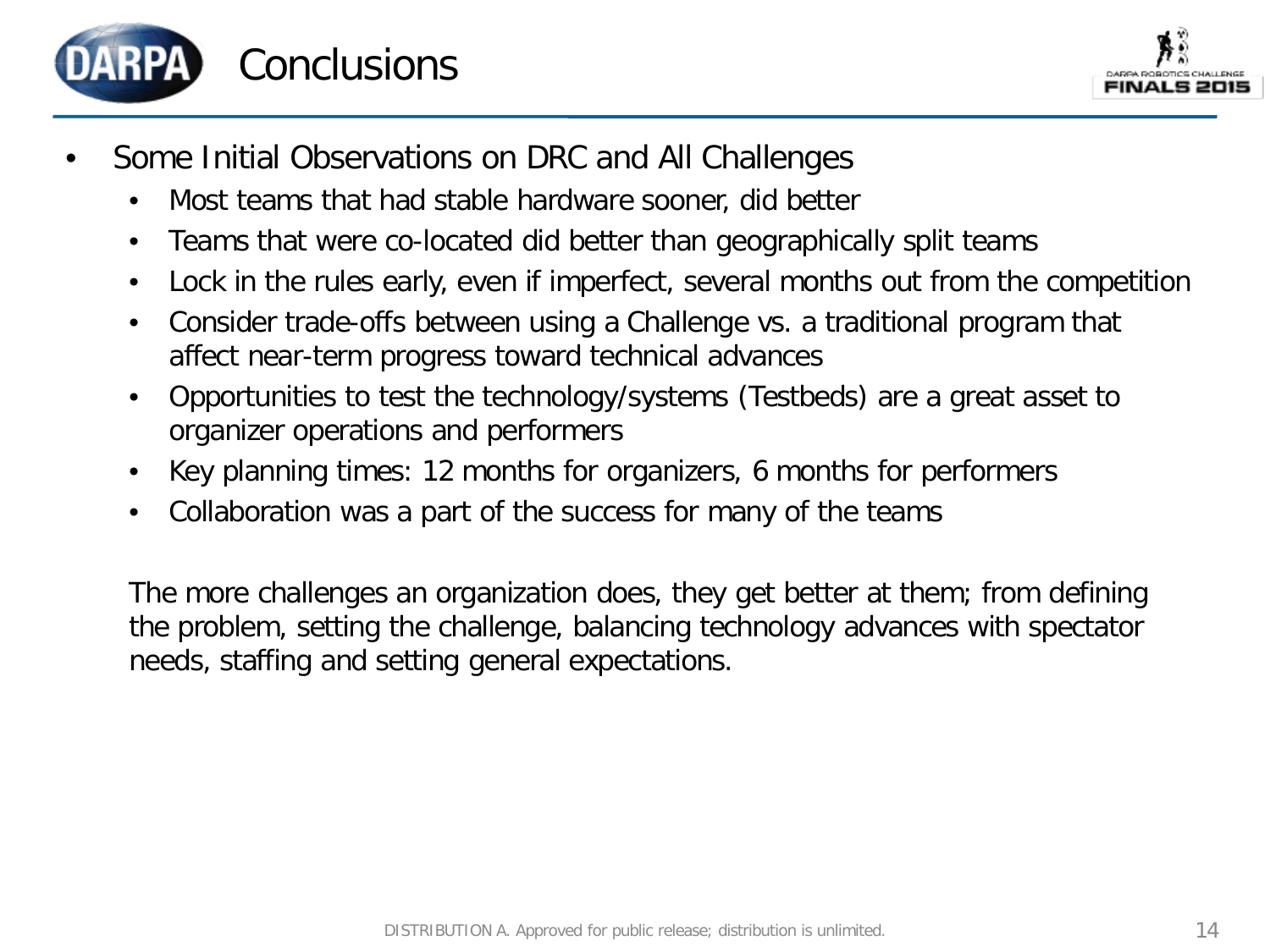# Conclusions

- Some Initial Observations on DRC and All Challenges
  - Most teams that had stable hardware sooner, did better
  - Teams that were co-located did better than geographically split teams
  - Lock in the rules early, even if imperfect, several months out from the competition
  - Consider trade-offs between using a Challenge vs. a traditional program that affect near-term progress toward technical advances
  - Opportunities to test the technology/systems (Testbeds) are a great asset to organizer operations and performers
  - Key planning times: 12 months for organizers, 6 months for performers
  - Collaboration was a part of the success for many of the teams

The more challenges an organization does, they get better at them; from defining the problem, setting the challenge, balancing technology advances with spectator needs, staffing and setting general expectations.

DISTRIBUTION A. Approved for public release; distribution is unlimited.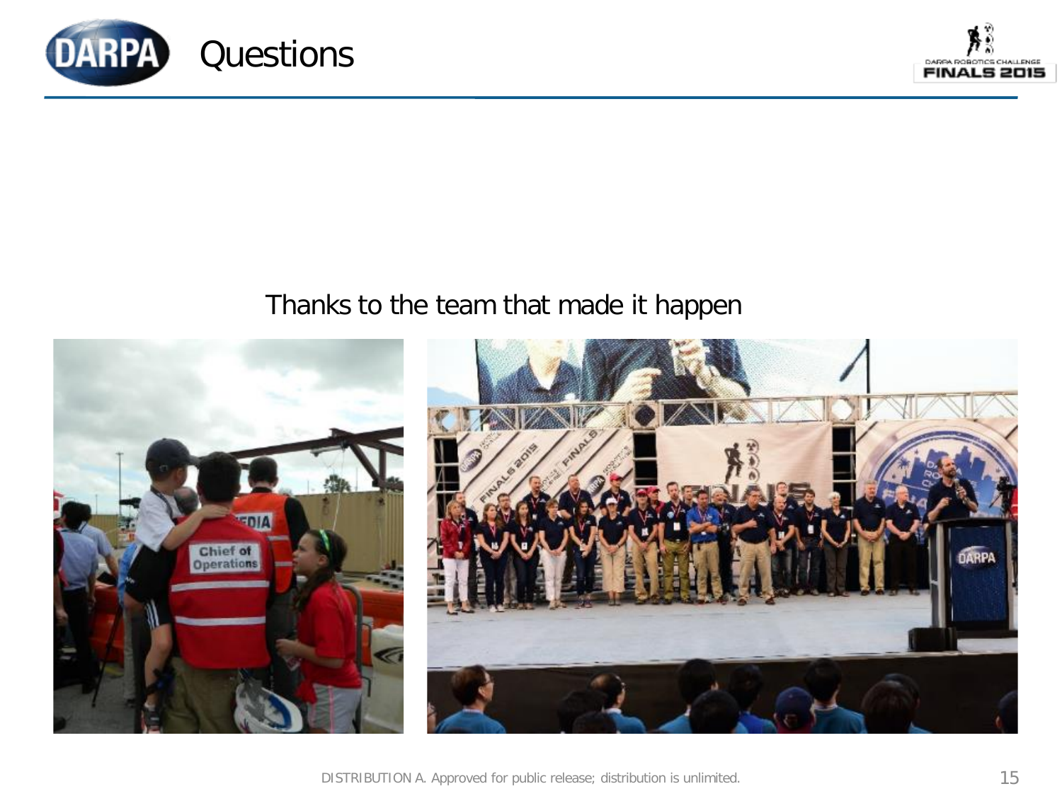# Questions

Thanks to the team that made it happen

DISTRIBUTION A. Approved for public release; distribution is unlimited.